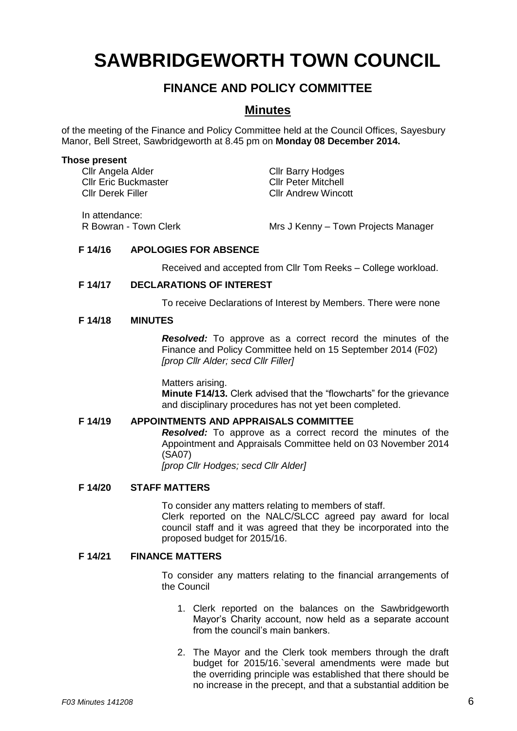# SAWBRIDGEWORTH TOWN COUNCIL

## FINANCE AND POLICY COMMITTEE

## Minutes

of the meeting of the Finance and Policy Committee held at the Council Offices, Sayesbury Manor, Bell Street, Sawbridgeworth at 8.45 pm on **Monday 08 December 2014.**

**Those present**

Cllr Angela Alder
Cllr Eric Buckmaster
Cllr Derek Filler
Cllr Barry Hodges
Cllr Peter Mitchell
Cllr Andrew Wincott

In attendance:
R Bowran - Town Clerk
Mrs J Kenny – Town Projects Manager

**F 14/16 APOLOGIES FOR ABSENCE**

Received and accepted from Cllr Tom Reeks – College workload.

**F 14/17 DECLARATIONS OF INTEREST**

To receive Declarations of Interest by Members. There were none

**F 14/18 MINUTES**

***Resolved:*** To approve as a correct record the minutes of the Finance and Policy Committee held on 15 September 2014 (F02) *[prop Cllr Alder; secd Cllr Filler]*

Matters arising.
**Minute F14/13.** Clerk advised that the "flowcharts" for the grievance and disciplinary procedures has not yet been completed.

**F 14/19 APPOINTMENTS AND APPRAISALS COMMITTEE**

***Resolved:*** To approve as a correct record the minutes of the Appointment and Appraisals Committee held on 03 November 2014 (SA07)
*[prop Cllr Hodges; secd Cllr Alder]*

**F 14/20 STAFF MATTERS**

To consider any matters relating to members of staff.
Clerk reported on the NALC/SLCC agreed pay award for local council staff and it was agreed that they be incorporated into the proposed budget for 2015/16.

**F 14/21 FINANCE MATTERS**

To consider any matters relating to the financial arrangements of the Council

1. Clerk reported on the balances on the Sawbridgeworth Mayor's Charity account, now held as a separate account from the council's main bankers.

2. The Mayor and the Clerk took members through the draft budget for 2015/16.`several amendments were made but the overriding principle was established that there should be no increase in the precept, and that a substantial addition be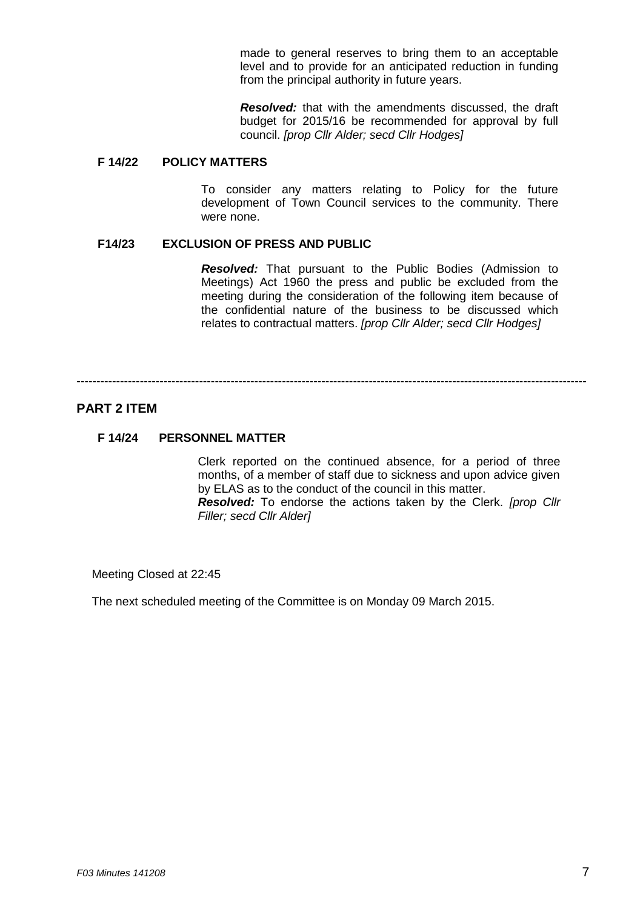made to general reserves to bring them to an acceptable level and to provide for an anticipated reduction in funding from the principal authority in future years.

***Resolved:*** that with the amendments discussed, the draft budget for 2015/16 be recommended for approval by full council. *[prop Cllr Alder; secd Cllr Hodges]*

**F 14/22 POLICY MATTERS**

To consider any matters relating to Policy for the future development of Town Council services to the community. There were none.

**F14/23 EXCLUSION OF PRESS AND PUBLIC**

***Resolved:*** That pursuant to the Public Bodies (Admission to Meetings) Act 1960 the press and public be excluded from the meeting during the consideration of the following item because of the confidential nature of the business to be discussed which relates to contractual matters. *[prop Cllr Alder; secd Cllr Hodges]*

---

## PART 2 ITEM

**F 14/24 PERSONNEL MATTER**

Clerk reported on the continued absence, for a period of three months, of a member of staff due to sickness and upon advice given by ELAS as to the conduct of the council in this matter.
***Resolved:*** To endorse the actions taken by the Clerk. *[prop Cllr Filler; secd Cllr Alder]*

Meeting Closed at 22:45

The next scheduled meeting of the Committee is on Monday 09 March 2015.